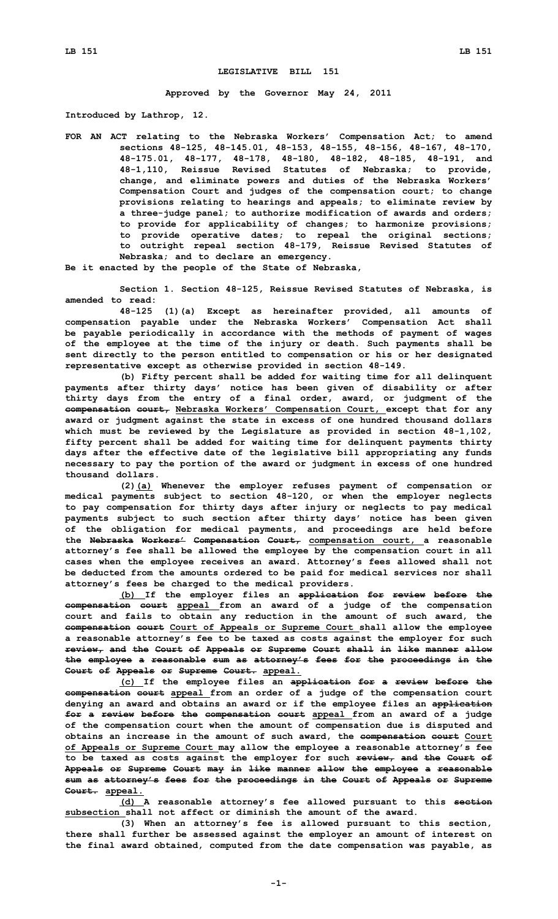# LEGISLATIVE BILL 151

**Approved by the Governor May 24, 2011**

**Introduced by Lathrop, 12.**

**FOR AN ACT relating to the Nebraska Workers' Compensation Act; to amend sections 48-125, 48-145.01, 48-153, 48-155, 48-156, 48-167, 48-170, 48-175.01, 48-177, 48-178, 48-180, 48-182, 48-185, 48-191, and 48-1,110, Reissue Revised Statutes of Nebraska; to provide, change, and eliminate powers and duties of the Nebraska Workers' Compensation Court and judges of the compensation court; to change provisions relating to hearings and appeals; to eliminate review by a three-judge panel; to authorize modification of awards and orders; to provide for applicability of changes; to harmonize provisions; to provide operative dates; to repeal the original sections; to outright repeal section 48-179, Reissue Revised Statutes of Nebraska; and to declare an emergency.**

**Be it enacted by the people of the State of Nebraska,**

**Section 1. Section 48-125, Reissue Revised Statutes of Nebraska, is amended to read:**

**48-125 (1)(a) Except as hereinafter provided, all amounts of compensation payable under the Nebraska Workers' Compensation Act shall be payable periodically in accordance with the methods of payment of wages of the employee at the time of the injury or death. Such payments shall be sent directly to the person entitled to compensation or his or her designated representative except as otherwise provided in section 48-149.**

**(b) Fifty percent shall be added for waiting time for all delinquent payments after thirty days' notice has been given of disability or after thirty days from the entry of a final order, award, or judgment of the ~~compensation court,~~ <u>Nebraska Workers' Compensation Court,</u> except that for any award or judgment against the state in excess of one hundred thousand dollars which must be reviewed by the Legislature as provided in section 48-1,102, fifty percent shall be added for waiting time for delinquent payments thirty days after the effective date of the legislative bill appropriating any funds necessary to pay the portion of the award or judgment in excess of one hundred thousand dollars.**

**(2)<u>(a)</u> Whenever the employer refuses payment of compensation or medical payments subject to section 48-120, or when the employer neglects to pay compensation for thirty days after injury or neglects to pay medical payments subject to such section after thirty days' notice has been given of the obligation for medical payments, and proceedings are held before the ~~Nebraska Workers' Compensation Court,~~ <u>compensation court,</u> a reasonable attorney's fee shall be allowed the employee by the compensation court in all cases when the employee receives an award. Attorney's fees allowed shall not be deducted from the amounts ordered to be paid for medical services nor shall attorney's fees be charged to the medical providers.**

**<u>(b)</u> If the employer files an ~~application for review before the compensation court~~ <u>appeal</u> from an award of a judge of the compensation court and fails to obtain any reduction in the amount of such award, the ~~compensation court~~ <u>Court of Appeals or Supreme Court</u> shall allow the employee a reasonable attorney's fee to be taxed as costs against the employer for such ~~review, and the Court of Appeals or Supreme Court shall in like manner allow the employee a reasonable sum as attorney's fees for the proceedings in the Court of Appeals or Supreme Court.~~ <u>appeal.</u>**

**<u>(c)</u> If the employee files an ~~application for a review before the compensation court~~ <u>appeal</u> from an order of a judge of the compensation court denying an award and obtains an award or if the employee files an ~~application for a review before the compensation court~~ <u>appeal</u> from an award of a judge of the compensation court when the amount of compensation due is disputed and obtains an increase in the amount of such award, the ~~compensation court~~ <u>Court of Appeals or Supreme Court</u> may allow the employee a reasonable attorney's fee to be taxed as costs against the employer for such ~~review, and the Court of Appeals or Supreme Court may in like manner allow the employee a reasonable sum as attorney's fees for the proceedings in the Court of Appeals or Supreme Court.~~ <u>appeal.</u>**

**<u>(d)</u> A reasonable attorney's fee allowed pursuant to this ~~section~~ <u>subsection</u> shall not affect or diminish the amount of the award.**

**(3) When an attorney's fee is allowed pursuant to this section, there shall further be assessed against the employer an amount of interest on the final award obtained, computed from the date compensation was payable, as**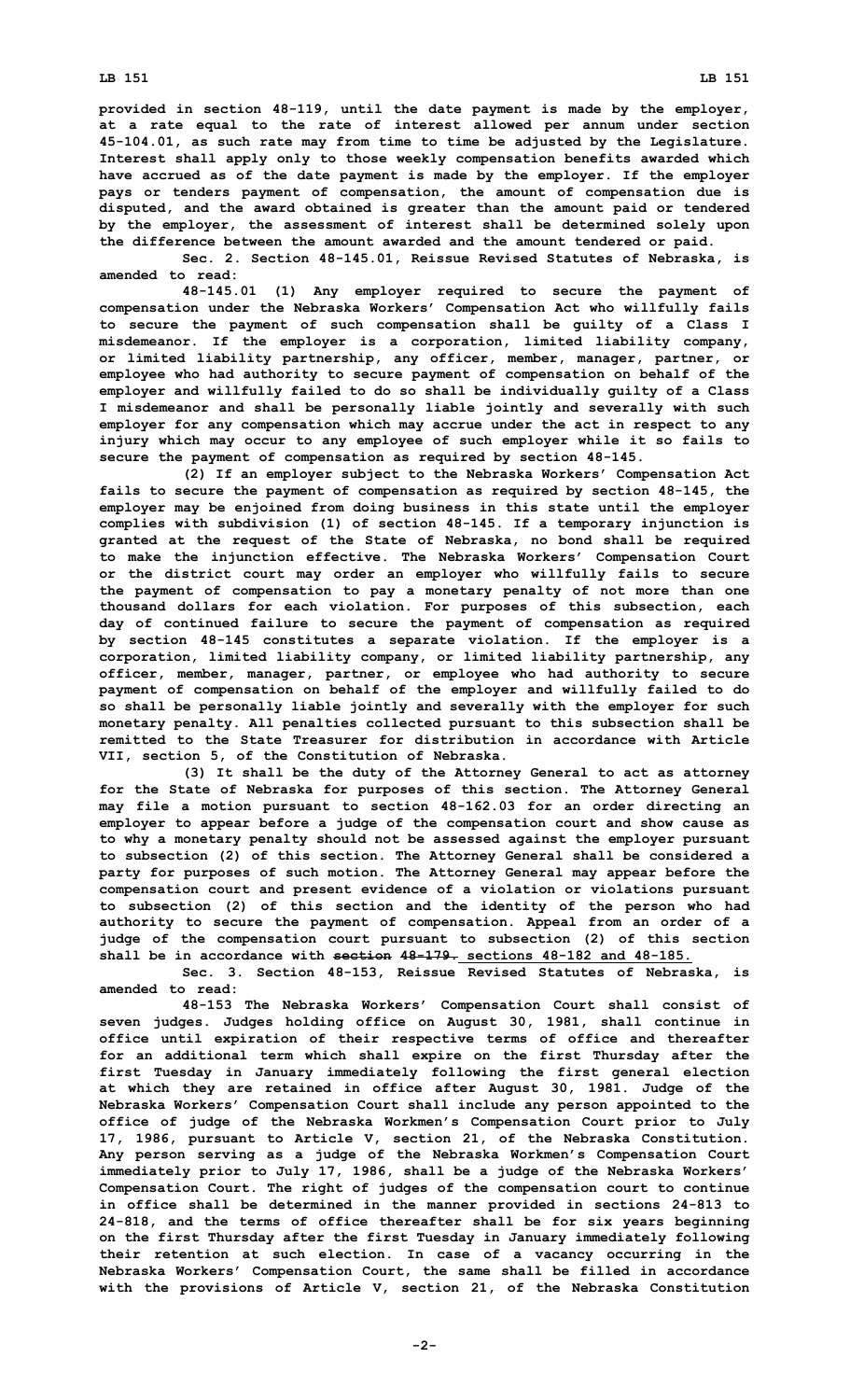**provided in section 48-119, until the date payment is made by the employer, at a rate equal to the rate of interest allowed per annum under section 45-104.01, as such rate may from time to time be adjusted by the Legislature. Interest shall apply only to those weekly compensation benefits awarded which have accrued as of the date payment is made by the employer. If the employer pays or tenders payment of compensation, the amount of compensation due is disputed, and the award obtained is greater than the amount paid or tendered by the employer, the assessment of interest shall be determined solely upon the difference between the amount awarded and the amount tendered or paid.**

**Sec. 2. Section 48-145.01, Reissue Revised Statutes of Nebraska, is amended to read:**

**48-145.01 (1) Any employer required to secure the payment of compensation under the Nebraska Workers' Compensation Act who willfully fails to secure the payment of such compensation shall be guilty of a Class I misdemeanor. If the employer is a corporation, limited liability company, or limited liability partnership, any officer, member, manager, partner, or employee who had authority to secure payment of compensation on behalf of the employer and willfully failed to do so shall be individually guilty of a Class I misdemeanor and shall be personally liable jointly and severally with such employer for any compensation which may accrue under the act in respect to any injury which may occur to any employee of such employer while it so fails to secure the payment of compensation as required by section 48-145.**

**(2) If an employer subject to the Nebraska Workers' Compensation Act fails to secure the payment of compensation as required by section 48-145, the employer may be enjoined from doing business in this state until the employer complies with subdivision (1) of section 48-145. If a temporary injunction is granted at the request of the State of Nebraska, no bond shall be required to make the injunction effective. The Nebraska Workers' Compensation Court or the district court may order an employer who willfully fails to secure the payment of compensation to pay a monetary penalty of not more than one thousand dollars for each violation. For purposes of this subsection, each day of continued failure to secure the payment of compensation as required by section 48-145 constitutes a separate violation. If the employer is a corporation, limited liability company, or limited liability partnership, any officer, member, manager, partner, or employee who had authority to secure payment of compensation on behalf of the employer and willfully failed to do so shall be personally liable jointly and severally with the employer for such monetary penalty. All penalties collected pursuant to this subsection shall be remitted to the State Treasurer for distribution in accordance with Article VII, section 5, of the Constitution of Nebraska.**

**(3) It shall be the duty of the Attorney General to act as attorney for the State of Nebraska for purposes of this section. The Attorney General may file a motion pursuant to section 48-162.03 for an order directing an employer to appear before a judge of the compensation court and show cause as to why a monetary penalty should not be assessed against the employer pursuant to subsection (2) of this section. The Attorney General shall be considered a party for purposes of such motion. The Attorney General may appear before the compensation court and present evidence of a violation or violations pursuant to subsection (2) of this section and the identity of the person who had authority to secure the payment of compensation. Appeal from an order of a judge of the compensation court pursuant to subsection (2) of this section shall be in accordance with ~~section 48-179.~~ sections 48-182 and 48-185.**

**Sec. 3. Section 48-153, Reissue Revised Statutes of Nebraska, is amended to read:**

**48-153 The Nebraska Workers' Compensation Court shall consist of seven judges. Judges holding office on August 30, 1981, shall continue in office until expiration of their respective terms of office and thereafter for an additional term which shall expire on the first Thursday after the first Tuesday in January immediately following the first general election at which they are retained in office after August 30, 1981. Judge of the Nebraska Workers' Compensation Court shall include any person appointed to the office of judge of the Nebraska Workmen's Compensation Court prior to July 17, 1986, pursuant to Article V, section 21, of the Nebraska Constitution. Any person serving as a judge of the Nebraska Workmen's Compensation Court immediately prior to July 17, 1986, shall be a judge of the Nebraska Workers' Compensation Court. The right of judges of the compensation court to continue in office shall be determined in the manner provided in sections 24-813 to 24-818, and the terms of office thereafter shall be for six years beginning on the first Thursday after the first Tuesday in January immediately following their retention at such election. In case of a vacancy occurring in the Nebraska Workers' Compensation Court, the same shall be filled in accordance with the provisions of Article V, section 21, of the Nebraska Constitution**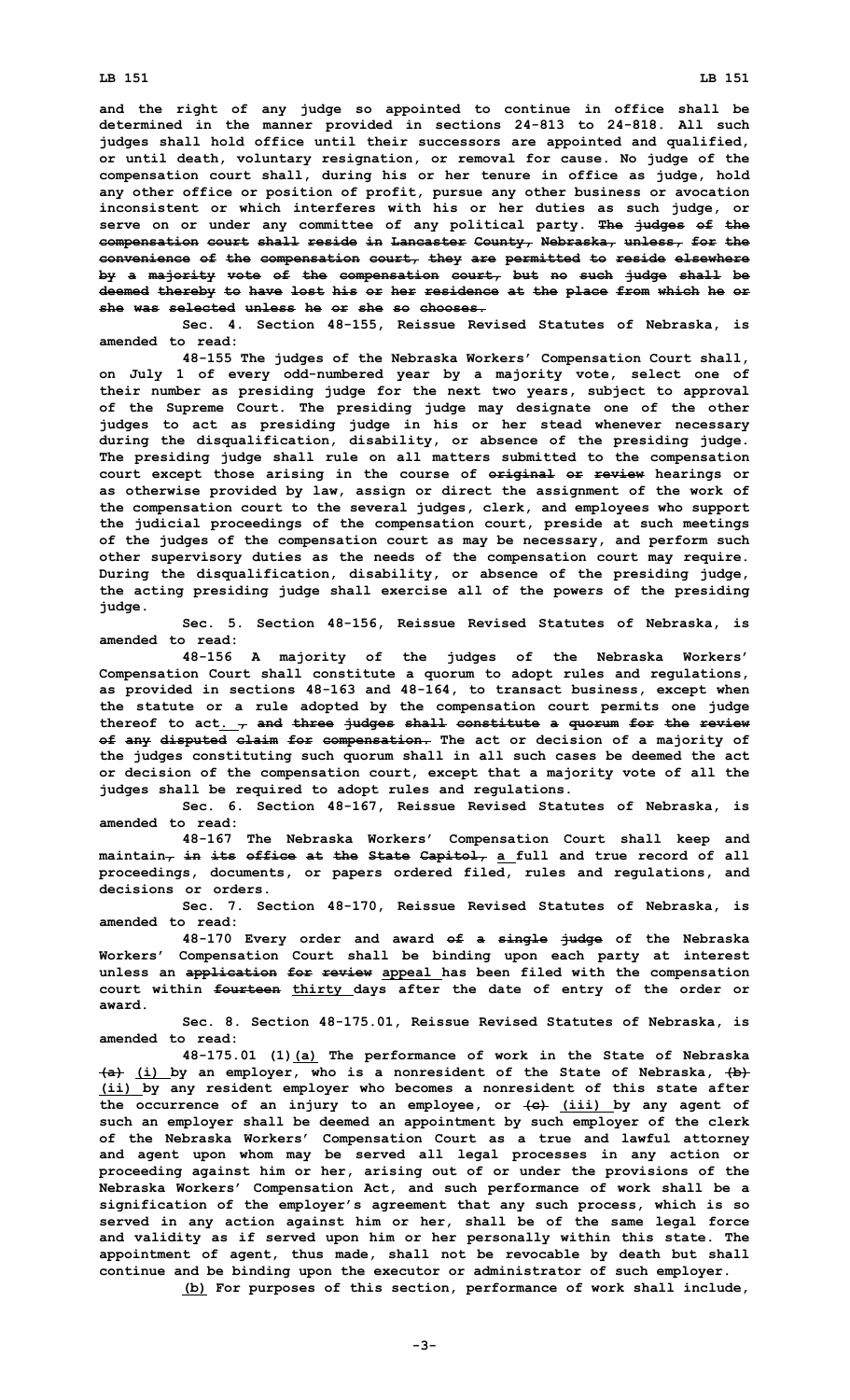and the right of any judge so appointed to continue in office shall be determined in the manner provided in sections 24-813 to 24-818. All such judges shall hold office until their successors are appointed and qualified, or until death, voluntary resignation, or removal for cause. No judge of the compensation court shall, during his or her tenure in office as judge, hold any other office or position of profit, pursue any other business or avocation inconsistent or which interferes with his or her duties as such judge, or serve on or under any committee of any political party. ~~The judges of the compensation court shall reside in Lancaster County, Nebraska, unless, for the convenience of the compensation court, they are permitted to reside elsewhere by a majority vote of the compensation court, but no such judge shall be deemed thereby to have lost his or her residence at the place from which he or she was selected unless he or she so chooses.~~

Sec. 4. Section 48-155, Reissue Revised Statutes of Nebraska, is amended to read:

48-155 The judges of the Nebraska Workers' Compensation Court shall, on July 1 of every odd-numbered year by a majority vote, select one of their number as presiding judge for the next two years, subject to approval of the Supreme Court. The presiding judge may designate one of the other judges to act as presiding judge in his or her stead whenever necessary during the disqualification, disability, or absence of the presiding judge. The presiding judge shall rule on all matters submitted to the compensation court except those arising in the course of ~~original or review~~ hearings or as otherwise provided by law, assign or direct the assignment of the work of the compensation court to the several judges, clerk, and employees who support the judicial proceedings of the compensation court, preside at such meetings of the judges of the compensation court as may be necessary, and perform such other supervisory duties as the needs of the compensation court may require. During the disqualification, disability, or absence of the presiding judge, the acting presiding judge shall exercise all of the powers of the presiding judge.

Sec. 5. Section 48-156, Reissue Revised Statutes of Nebraska, is amended to read:

48-156 A majority of the judges of the Nebraska Workers' Compensation Court shall constitute a quorum to adopt rules and regulations, as provided in sections 48-163 and 48-164, to transact business, except when the statute or a rule adopted by the compensation court permits one judge thereof to act<u>.</u> ~~, and three judges shall constitute a quorum for the review of any disputed claim for compensation.~~ The act or decision of a majority of the judges constituting such quorum shall in all such cases be deemed the act or decision of the compensation court, except that a majority vote of all the judges shall be required to adopt rules and regulations.

Sec. 6. Section 48-167, Reissue Revised Statutes of Nebraska, is amended to read:

48-167 The Nebraska Workers' Compensation Court shall keep and maintain~~, in its office at the State Capitol,~~ <u>a</u> full and true record of all proceedings, documents, or papers ordered filed, rules and regulations, and decisions or orders.

Sec. 7. Section 48-170, Reissue Revised Statutes of Nebraska, is amended to read:

48-170 Every order and award ~~of a single judge~~ of the Nebraska Workers' Compensation Court shall be binding upon each party at interest unless an ~~application for review~~ <u>appeal</u> has been filed with the compensation court within ~~fourteen~~ <u>thirty</u> days after the date of entry of the order or award.

Sec. 8. Section 48-175.01, Reissue Revised Statutes of Nebraska, is amended to read:

48-175.01 (1)<u>(a)</u> The performance of work in the State of Nebraska ~~(a)~~ <u>(i)</u> by an employer, who is a nonresident of the State of Nebraska, ~~(b)~~ <u>(ii)</u> by any resident employer who becomes a nonresident of this state after the occurrence of an injury to an employee, or ~~(c)~~ <u>(iii)</u> by any agent of such an employer shall be deemed an appointment by such employer of the clerk of the Nebraska Workers' Compensation Court as a true and lawful attorney and agent upon whom may be served all legal processes in any action or proceeding against him or her, arising out of or under the provisions of the Nebraska Workers' Compensation Act, and such performance of work shall be a signification of the employer's agreement that any such process, which is so served in any action against him or her, shall be of the same legal force and validity as if served upon him or her personally within this state. The appointment of agent, thus made, shall not be revocable by death but shall continue and be binding upon the executor or administrator of such employer.

<u>(b)</u> For purposes of this section, performance of work shall include,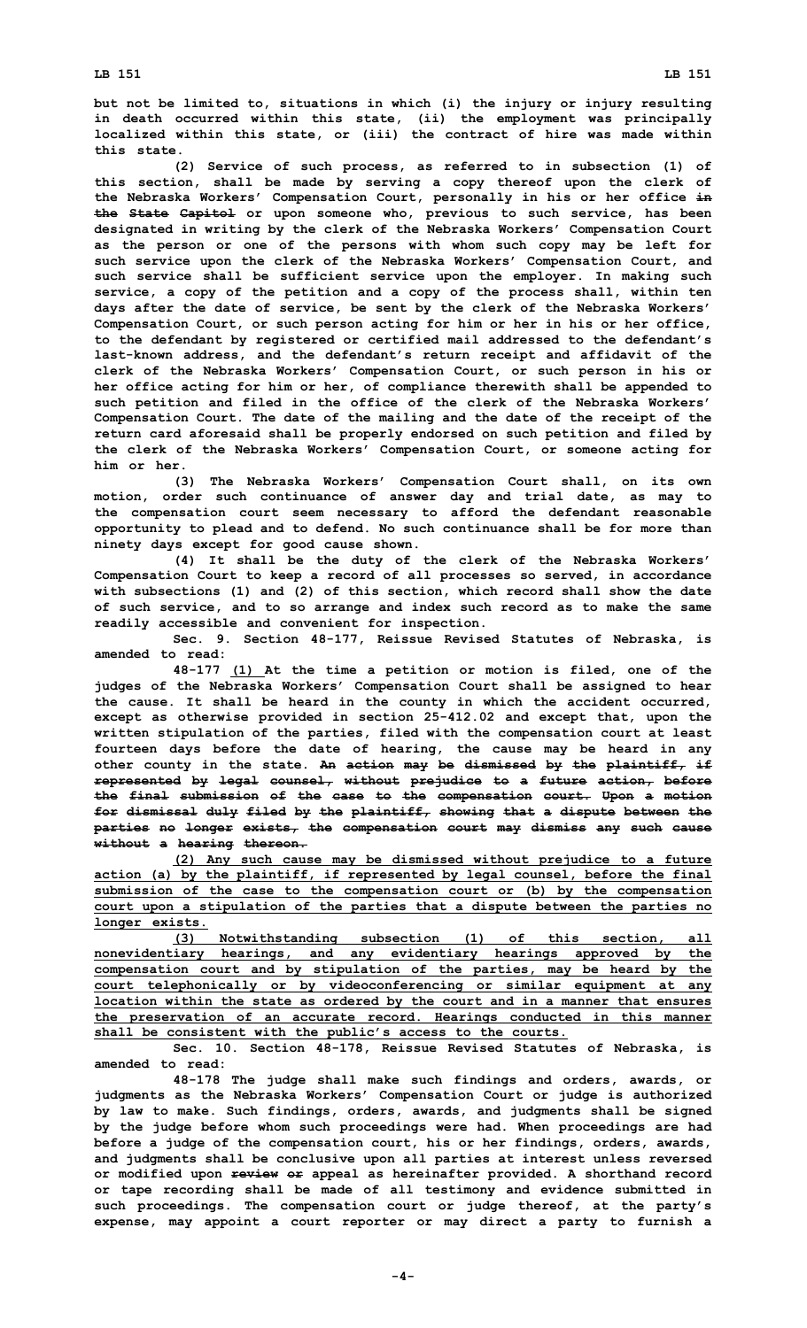but not be limited to, situations in which (i) the injury or injury resulting in death occurred within this state, (ii) the employment was principally localized within this state, or (iii) the contract of hire was made within this state.

(2) Service of such process, as referred to in subsection (1) of this section, shall be made by serving a copy thereof upon the clerk of the Nebraska Workers' Compensation Court, personally in his or her office ~~in the State Capitol~~ or upon someone who, previous to such service, has been designated in writing by the clerk of the Nebraska Workers' Compensation Court as the person or one of the persons with whom such copy may be left for such service upon the clerk of the Nebraska Workers' Compensation Court, and such service shall be sufficient service upon the employer. In making such service, a copy of the petition and a copy of the process shall, within ten days after the date of service, be sent by the clerk of the Nebraska Workers' Compensation Court, or such person acting for him or her in his or her office, to the defendant by registered or certified mail addressed to the defendant's last-known address, and the defendant's return receipt and affidavit of the clerk of the Nebraska Workers' Compensation Court, or such person in his or her office acting for him or her, of compliance therewith shall be appended to such petition and filed in the office of the clerk of the Nebraska Workers' Compensation Court. The date of the mailing and the date of the receipt of the return card aforesaid shall be properly endorsed on such petition and filed by the clerk of the Nebraska Workers' Compensation Court, or someone acting for him or her.

(3) The Nebraska Workers' Compensation Court shall, on its own motion, order such continuance of answer day and trial date, as may to the compensation court seem necessary to afford the defendant reasonable opportunity to plead and to defend. No such continuance shall be for more than ninety days except for good cause shown.

(4) It shall be the duty of the clerk of the Nebraska Workers' Compensation Court to keep a record of all processes so served, in accordance with subsections (1) and (2) of this section, which record shall show the date of such service, and to so arrange and index such record as to make the same readily accessible and convenient for inspection.

Sec. 9. Section 48-177, Reissue Revised Statutes of Nebraska, is amended to read:

48-177 <u>(1)</u> At the time a petition or motion is filed, one of the judges of the Nebraska Workers' Compensation Court shall be assigned to hear the cause. It shall be heard in the county in which the accident occurred, except as otherwise provided in section 25-412.02 and except that, upon the written stipulation of the parties, filed with the compensation court at least fourteen days before the date of hearing, the cause may be heard in any other county in the state. ~~An action may be dismissed by the plaintiff, if represented by legal counsel, without prejudice to a future action, before the final submission of the case to the compensation court. Upon a motion for dismissal duly filed by the plaintiff, showing that a dispute between the parties no longer exists, the compensation court may dismiss any such cause without a hearing thereon.~~

<u>(2) Any such cause may be dismissed without prejudice to a future action (a) by the plaintiff, if represented by legal counsel, before the final submission of the case to the compensation court or (b) by the compensation court upon a stipulation of the parties that a dispute between the parties no longer exists.</u>

<u>(3) Notwithstanding subsection (1) of this section, all nonevidentiary hearings, and any evidentiary hearings approved by the compensation court and by stipulation of the parties, may be heard by the court telephonically or by videoconferencing or similar equipment at any location within the state as ordered by the court and in a manner that ensures the preservation of an accurate record. Hearings conducted in this manner shall be consistent with the public's access to the courts.</u>

Sec. 10. Section 48-178, Reissue Revised Statutes of Nebraska, is amended to read:

48-178 The judge shall make such findings and orders, awards, or judgments as the Nebraska Workers' Compensation Court or judge is authorized by law to make. Such findings, orders, awards, and judgments shall be signed by the judge before whom such proceedings were had. When proceedings are had before a judge of the compensation court, his or her findings, orders, awards, and judgments shall be conclusive upon all parties at interest unless reversed or modified upon ~~review or~~ appeal as hereinafter provided. A shorthand record or tape recording shall be made of all testimony and evidence submitted in such proceedings. The compensation court or judge thereof, at the party's expense, may appoint a court reporter or may direct a party to furnish a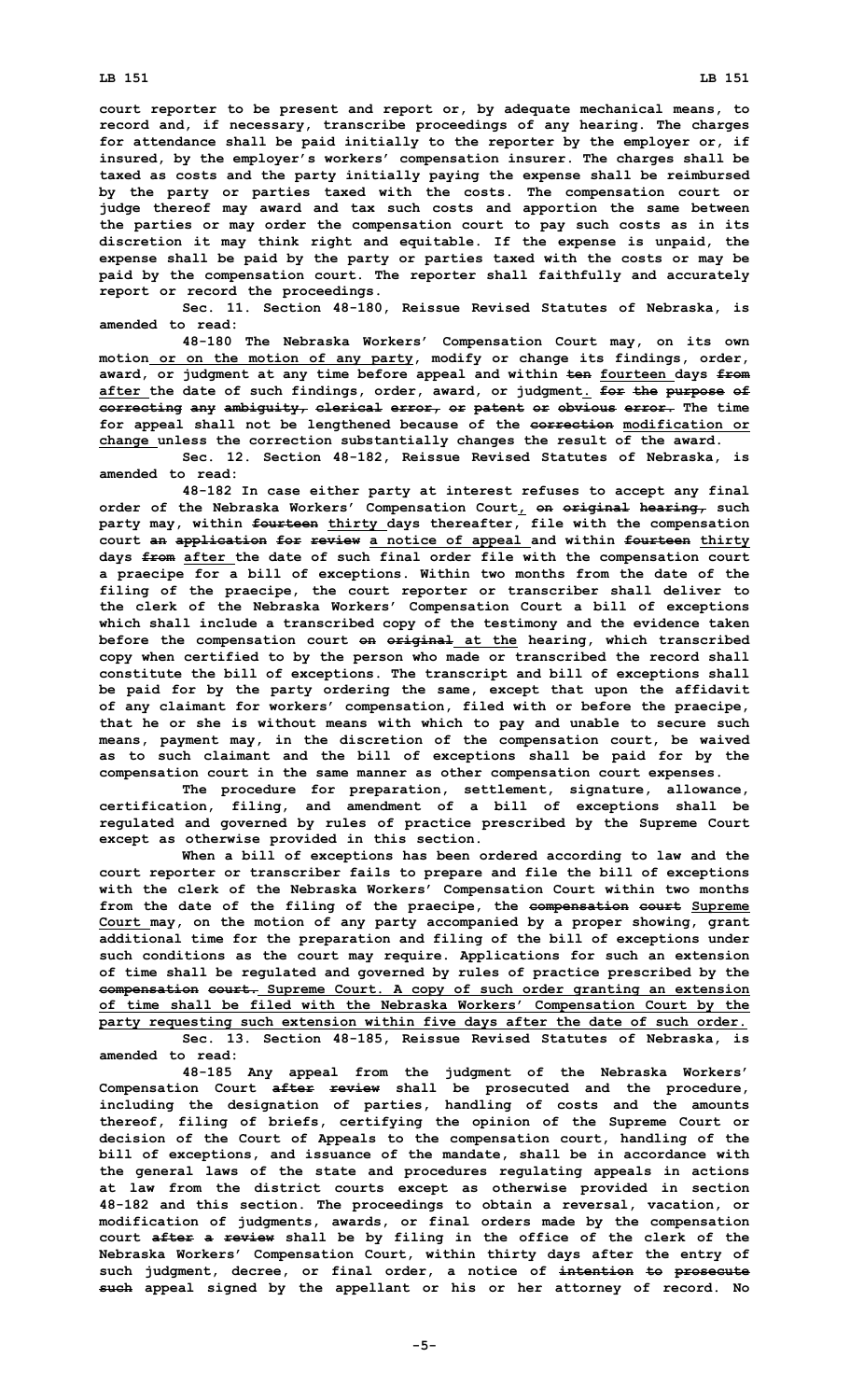court reporter to be present and report or, by adequate mechanical means, to record and, if necessary, transcribe proceedings of any hearing. The charges for attendance shall be paid initially to the reporter by the employer or, if insured, by the employer's workers' compensation insurer. The charges shall be taxed as costs and the party initially paying the expense shall be reimbursed by the party or parties taxed with the costs. The compensation court or judge thereof may award and tax such costs and apportion the same between the parties or may order the compensation court to pay such costs as in its discretion it may think right and equitable. If the expense is unpaid, the expense shall be paid by the party or parties taxed with the costs or may be paid by the compensation court. The reporter shall faithfully and accurately report or record the proceedings.

Sec. 11. Section 48-180, Reissue Revised Statutes of Nebraska, is amended to read:

48-180 The Nebraska Workers' Compensation Court may, on its own motion or on the motion of any party, modify or change its findings, order, award, or judgment at any time before appeal and within ~~ten~~ fourteen days ~~from~~ after the date of such findings, order, award, or judgment. ~~for the purpose of correcting any ambiguity, clerical error, or patent or obvious error.~~ The time for appeal shall not be lengthened because of the ~~correction~~ modification or change unless the correction substantially changes the result of the award.

Sec. 12. Section 48-182, Reissue Revised Statutes of Nebraska, is amended to read:

48-182 In case either party at interest refuses to accept any final order of the Nebraska Workers' Compensation Court, ~~on original hearing,~~ such party may, within ~~fourteen~~ thirty days thereafter, file with the compensation court ~~an application for review~~ a notice of appeal and within ~~fourteen~~ thirty days ~~from~~ after the date of such final order file with the compensation court a praecipe for a bill of exceptions. Within two months from the date of the filing of the praecipe, the court reporter or transcriber shall deliver to the clerk of the Nebraska Workers' Compensation Court a bill of exceptions which shall include a transcribed copy of the testimony and the evidence taken before the compensation court ~~on original~~ at the hearing, which transcribed copy when certified to by the person who made or transcribed the record shall constitute the bill of exceptions. The transcript and bill of exceptions shall be paid for by the party ordering the same, except that upon the affidavit of any claimant for workers' compensation, filed with or before the praecipe, that he or she is without means with which to pay and unable to secure such means, payment may, in the discretion of the compensation court, be waived as to such claimant and the bill of exceptions shall be paid for by the compensation court in the same manner as other compensation court expenses.

The procedure for preparation, settlement, signature, allowance, certification, filing, and amendment of a bill of exceptions shall be regulated and governed by rules of practice prescribed by the Supreme Court except as otherwise provided in this section.

When a bill of exceptions has been ordered according to law and the court reporter or transcriber fails to prepare and file the bill of exceptions with the clerk of the Nebraska Workers' Compensation Court within two months from the date of the filing of the praecipe, the ~~compensation court~~ Supreme Court may, on the motion of any party accompanied by a proper showing, grant additional time for the preparation and filing of the bill of exceptions under such conditions as the court may require. Applications for such an extension of time shall be regulated and governed by rules of practice prescribed by the ~~compensation court.~~ Supreme Court. A copy of such order granting an extension of time shall be filed with the Nebraska Workers' Compensation Court by the party requesting such extension within five days after the date of such order.

Sec. 13. Section 48-185, Reissue Revised Statutes of Nebraska, is amended to read:

48-185 Any appeal from the judgment of the Nebraska Workers' Compensation Court ~~after review~~ shall be prosecuted and the procedure, including the designation of parties, handling of costs and the amounts thereof, filing of briefs, certifying the opinion of the Supreme Court or decision of the Court of Appeals to the compensation court, handling of the bill of exceptions, and issuance of the mandate, shall be in accordance with the general laws of the state and procedures regulating appeals in actions at law from the district courts except as otherwise provided in section 48-182 and this section. The proceedings to obtain a reversal, vacation, or modification of judgments, awards, or final orders made by the compensation court ~~after a review~~ shall be by filing in the office of the clerk of the Nebraska Workers' Compensation Court, within thirty days after the entry of such judgment, decree, or final order, a notice of ~~intention to prosecute such~~ appeal signed by the appellant or his or her attorney of record. No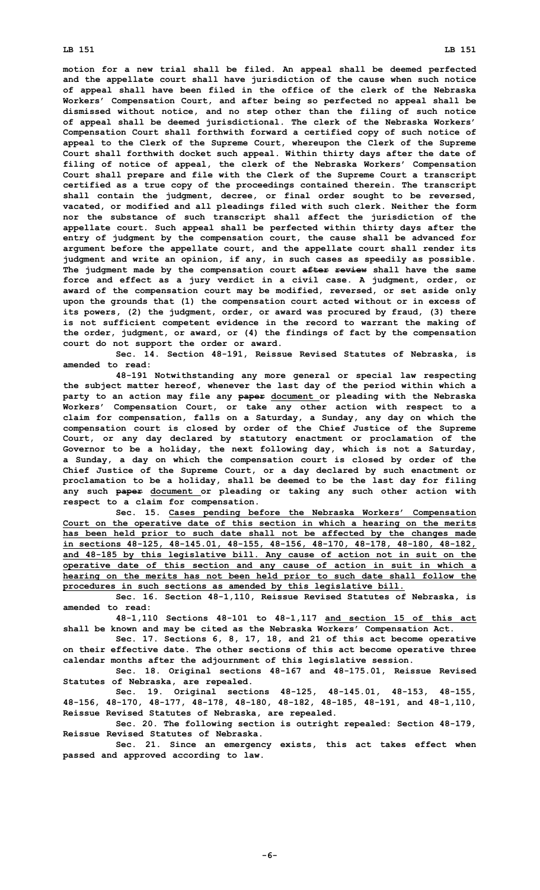motion for a new trial shall be filed. An appeal shall be deemed perfected and the appellate court shall have jurisdiction of the cause when such notice of appeal shall have been filed in the office of the clerk of the Nebraska Workers' Compensation Court, and after being so perfected no appeal shall be dismissed without notice, and no step other than the filing of such notice of appeal shall be deemed jurisdictional. The clerk of the Nebraska Workers' Compensation Court shall forthwith forward a certified copy of such notice of appeal to the Clerk of the Supreme Court, whereupon the Clerk of the Supreme Court shall forthwith docket such appeal. Within thirty days after the date of filing of notice of appeal, the clerk of the Nebraska Workers' Compensation Court shall prepare and file with the Clerk of the Supreme Court a transcript certified as a true copy of the proceedings contained therein. The transcript shall contain the judgment, decree, or final order sought to be reversed, vacated, or modified and all pleadings filed with such clerk. Neither the form nor the substance of such transcript shall affect the jurisdiction of the appellate court. Such appeal shall be perfected within thirty days after the entry of judgment by the compensation court, the cause shall be advanced for argument before the appellate court, and the appellate court shall render its judgment and write an opinion, if any, in such cases as speedily as possible. The judgment made by the compensation court ~~after review~~ shall have the same force and effect as a jury verdict in a civil case. A judgment, order, or award of the compensation court may be modified, reversed, or set aside only upon the grounds that (1) the compensation court acted without or in excess of its powers, (2) the judgment, order, or award was procured by fraud, (3) there is not sufficient competent evidence in the record to warrant the making of the order, judgment, or award, or (4) the findings of fact by the compensation court do not support the order or award.

Sec. 14. Section 48-191, Reissue Revised Statutes of Nebraska, is amended to read:

48-191 Notwithstanding any more general or special law respecting the subject matter hereof, whenever the last day of the period within which a party to an action may file any ~~paper~~ document or pleading with the Nebraska Workers' Compensation Court, or take any other action with respect to a claim for compensation, falls on a Saturday, a Sunday, any day on which the compensation court is closed by order of the Chief Justice of the Supreme Court, or any day declared by statutory enactment or proclamation of the Governor to be a holiday, the next following day, which is not a Saturday, a Sunday, a day on which the compensation court is closed by order of the Chief Justice of the Supreme Court, or a day declared by such enactment or proclamation to be a holiday, shall be deemed to be the last day for filing any such ~~paper~~ document or pleading or taking any such other action with respect to a claim for compensation.

Sec. 15. Cases pending before the Nebraska Workers' Compensation Court on the operative date of this section in which a hearing on the merits has been held prior to such date shall not be affected by the changes made in sections 48-125, 48-145.01, 48-155, 48-156, 48-170, 48-178, 48-180, 48-182, and 48-185 by this legislative bill. Any cause of action not in suit on the operative date of this section and any cause of action in suit in which a hearing on the merits has not been held prior to such date shall follow the procedures in such sections as amended by this legislative bill.

Sec. 16. Section 48-1,110, Reissue Revised Statutes of Nebraska, is amended to read:

48-1,110 Sections 48-101 to 48-1,117 and section 15 of this act shall be known and may be cited as the Nebraska Workers' Compensation Act.

Sec. 17. Sections 6, 8, 17, 18, and 21 of this act become operative on their effective date. The other sections of this act become operative three calendar months after the adjournment of this legislative session.

Sec. 18. Original sections 48-167 and 48-175.01, Reissue Revised Statutes of Nebraska, are repealed.

Sec. 19. Original sections 48-125, 48-145.01, 48-153, 48-155, 48-156, 48-170, 48-177, 48-178, 48-180, 48-182, 48-185, 48-191, and 48-1,110, Reissue Revised Statutes of Nebraska, are repealed.

Sec. 20. The following section is outright repealed: Section 48-179, Reissue Revised Statutes of Nebraska.

Sec. 21. Since an emergency exists, this act takes effect when passed and approved according to law.